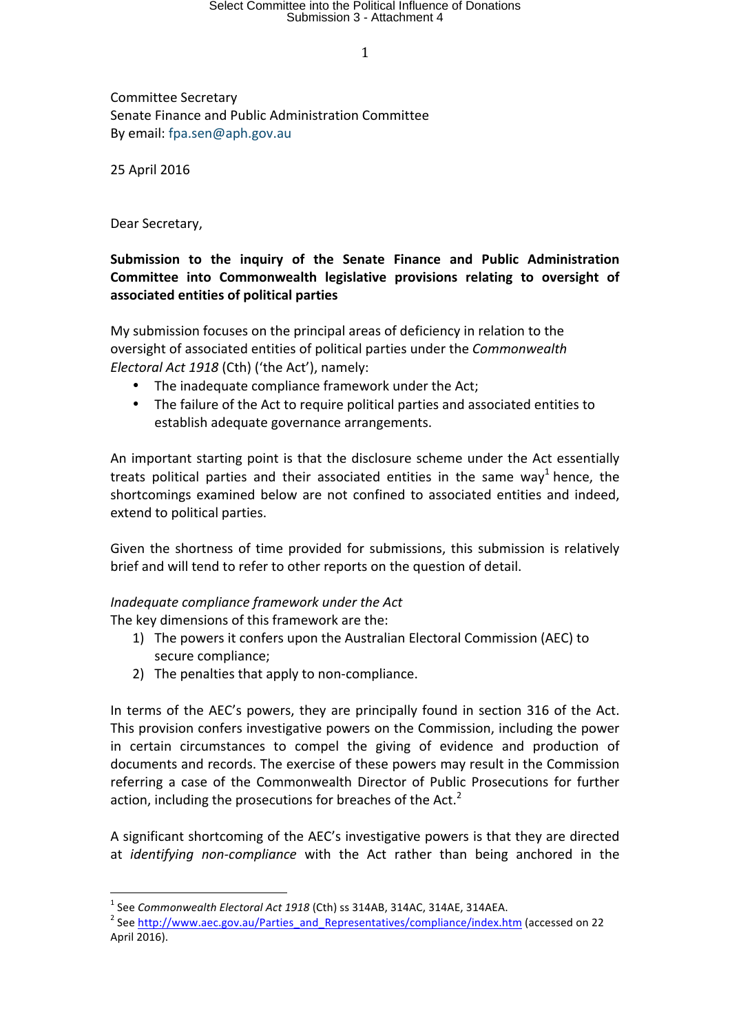Committee Secretary
Senate Finance and Public Administration Committee
By email: fpa.sen@aph.gov.au

25 April 2016

Dear Secretary,

**Submission to the inquiry of the Senate Finance and Public Administration Committee into Commonwealth legislative provisions relating to oversight of associated entities of political parties**

My submission focuses on the principal areas of deficiency in relation to the oversight of associated entities of political parties under the *Commonwealth Electoral Act 1918* (Cth) ('the Act'), namely:

- The inadequate compliance framework under the Act;
- The failure of the Act to require political parties and associated entities to establish adequate governance arrangements.

An important starting point is that the disclosure scheme under the Act essentially treats political parties and their associated entities in the same way[1] hence, the shortcomings examined below are not confined to associated entities and indeed, extend to political parties.

Given the shortness of time provided for submissions, this submission is relatively brief and will tend to refer to other reports on the question of detail.

*Inadequate compliance framework under the Act*

The key dimensions of this framework are the:

1) The powers it confers upon the Australian Electoral Commission (AEC) to secure compliance;
2) The penalties that apply to non-compliance.

In terms of the AEC's powers, they are principally found in section 316 of the Act. This provision confers investigative powers on the Commission, including the power in certain circumstances to compel the giving of evidence and production of documents and records. The exercise of these powers may result in the Commission referring a case of the Commonwealth Director of Public Prosecutions for further action, including the prosecutions for breaches of the Act.[2]

A significant shortcoming of the AEC's investigative powers is that they are directed at *identifying non-compliance* with the Act rather than being anchored in the

---

[1] See *Commonwealth Electoral Act 1918* (Cth) ss 314AB, 314AC, 314AE, 314AEA.

[2] See http://www.aec.gov.au/Parties_and_Representatives/compliance/index.htm (accessed on 22 April 2016).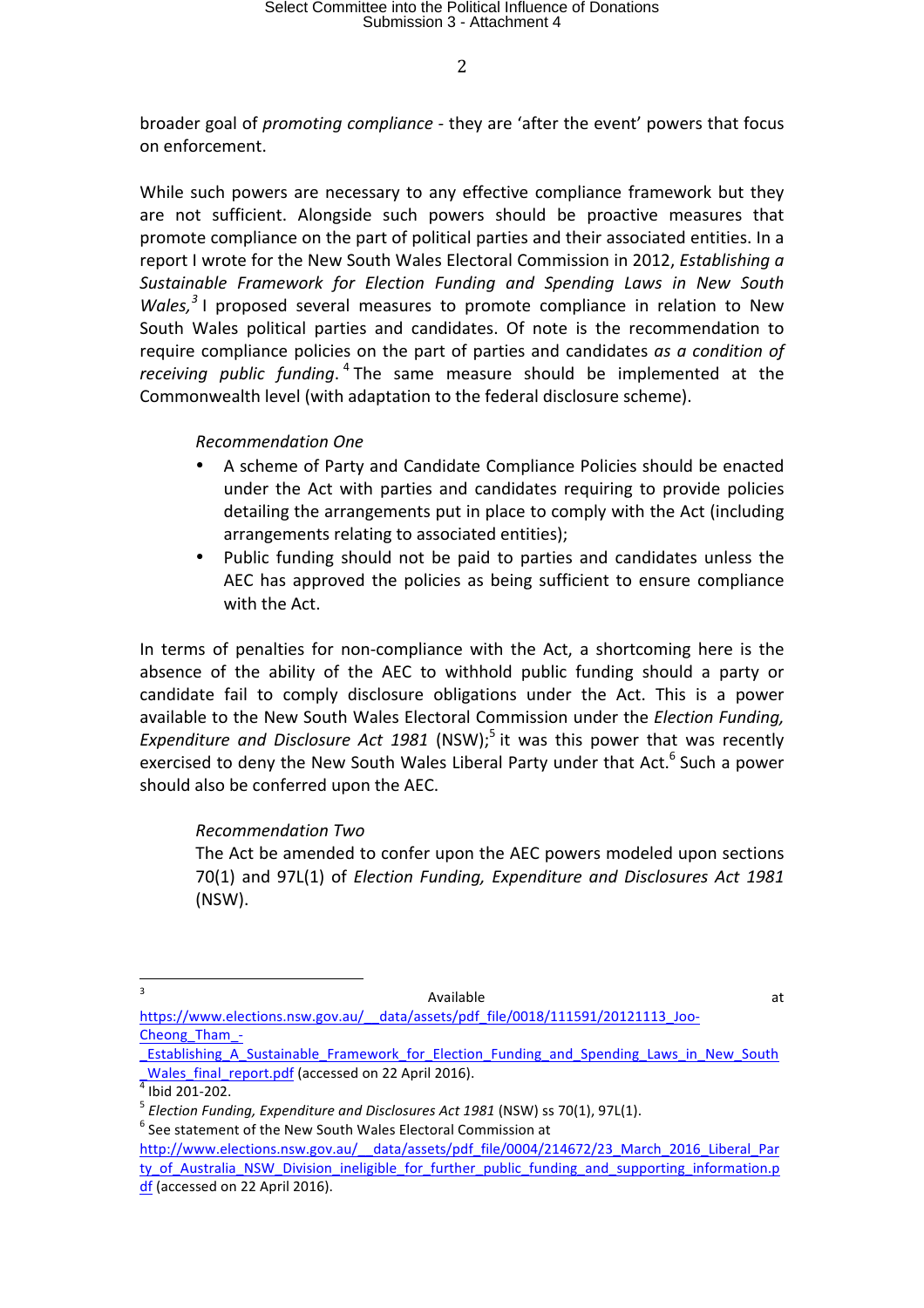broader goal of *promoting compliance* - they are 'after the event' powers that focus on enforcement.

While such powers are necessary to any effective compliance framework but they are not sufficient. Alongside such powers should be proactive measures that promote compliance on the part of political parties and their associated entities. In a report I wrote for the New South Wales Electoral Commission in 2012, *Establishing a Sustainable Framework for Election Funding and Spending Laws in New South Wales,*[3] I proposed several measures to promote compliance in relation to New South Wales political parties and candidates. Of note is the recommendation to require compliance policies on the part of parties and candidates *as a condition of receiving public funding*.[4] The same measure should be implemented at the Commonwealth level (with adaptation to the federal disclosure scheme).

> *Recommendation One*
>
> - A scheme of Party and Candidate Compliance Policies should be enacted under the Act with parties and candidates requiring to provide policies detailing the arrangements put in place to comply with the Act (including arrangements relating to associated entities);
> - Public funding should not be paid to parties and candidates unless the AEC has approved the policies as being sufficient to ensure compliance with the Act.

In terms of penalties for non-compliance with the Act, a shortcoming here is the absence of the ability of the AEC to withhold public funding should a party or candidate fail to comply disclosure obligations under the Act. This is a power available to the New South Wales Electoral Commission under the *Election Funding, Expenditure and Disclosure Act 1981* (NSW);[5] it was this power that was recently exercised to deny the New South Wales Liberal Party under that Act.[6] Such a power should also be conferred upon the AEC.

> *Recommendation Two*
>
> The Act be amended to confer upon the AEC powers modeled upon sections 70(1) and 97L(1) of *Election Funding, Expenditure and Disclosures Act 1981* (NSW).

---

[3] Available at https://www.elections.nsw.gov.au/__data/assets/pdf_file/0018/111591/20121113_Joo-Cheong_Tham_-_Establishing_A_Sustainable_Framework_for_Election_Funding_and_Spending_Laws_in_New_South_Wales_final_report.pdf (accessed on 22 April 2016).

[4] Ibid 201-202.

[5] *Election Funding, Expenditure and Disclosures Act 1981* (NSW) ss 70(1), 97L(1).

[6] See statement of the New South Wales Electoral Commission at http://www.elections.nsw.gov.au/__data/assets/pdf_file/0004/214672/23_March_2016_Liberal_Party_of_Australia_NSW_Division_ineligible_for_further_public_funding_and_supporting_information.pdf (accessed on 22 April 2016).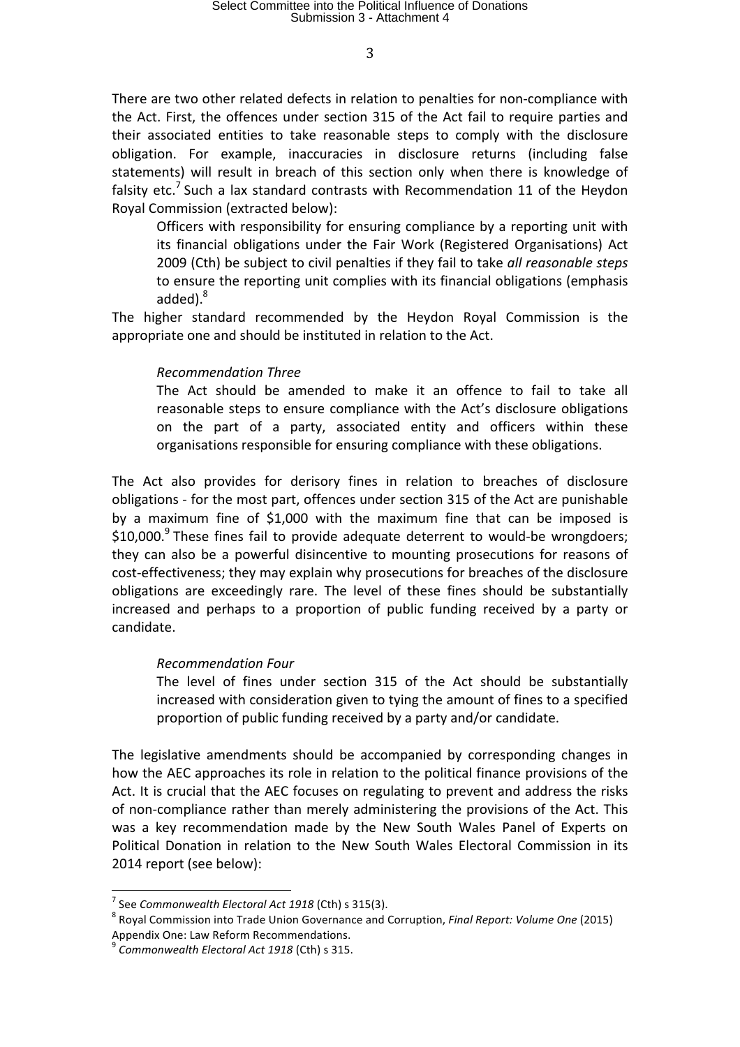There are two other related defects in relation to penalties for non-compliance with the Act. First, the offences under section 315 of the Act fail to require parties and their associated entities to take reasonable steps to comply with the disclosure obligation. For example, inaccuracies in disclosure returns (including false statements) will result in breach of this section only when there is knowledge of falsity etc.[7] Such a lax standard contrasts with Recommendation 11 of the Heydon Royal Commission (extracted below):

> Officers with responsibility for ensuring compliance by a reporting unit with its financial obligations under the Fair Work (Registered Organisations) Act 2009 (Cth) be subject to civil penalties if they fail to take *all reasonable steps* to ensure the reporting unit complies with its financial obligations (emphasis added).[8]

The higher standard recommended by the Heydon Royal Commission is the appropriate one and should be instituted in relation to the Act.

> *Recommendation Three*
>
> The Act should be amended to make it an offence to fail to take all reasonable steps to ensure compliance with the Act's disclosure obligations on the part of a party, associated entity and officers within these organisations responsible for ensuring compliance with these obligations.

The Act also provides for derisory fines in relation to breaches of disclosure obligations - for the most part, offences under section 315 of the Act are punishable by a maximum fine of $1,000 with the maximum fine that can be imposed is $10,000.[9] These fines fail to provide adequate deterrent to would-be wrongdoers; they can also be a powerful disincentive to mounting prosecutions for reasons of cost-effectiveness; they may explain why prosecutions for breaches of the disclosure obligations are exceedingly rare. The level of these fines should be substantially increased and perhaps to a proportion of public funding received by a party or candidate.

> *Recommendation Four*
>
> The level of fines under section 315 of the Act should be substantially increased with consideration given to tying the amount of fines to a specified proportion of public funding received by a party and/or candidate.

The legislative amendments should be accompanied by corresponding changes in how the AEC approaches its role in relation to the political finance provisions of the Act. It is crucial that the AEC focuses on regulating to prevent and address the risks of non-compliance rather than merely administering the provisions of the Act. This was a key recommendation made by the New South Wales Panel of Experts on Political Donation in relation to the New South Wales Electoral Commission in its 2014 report (see below):

---

[7] See *Commonwealth Electoral Act 1918* (Cth) s 315(3).

[8] Royal Commission into Trade Union Governance and Corruption, *Final Report: Volume One* (2015) Appendix One: Law Reform Recommendations.

[9] *Commonwealth Electoral Act 1918* (Cth) s 315.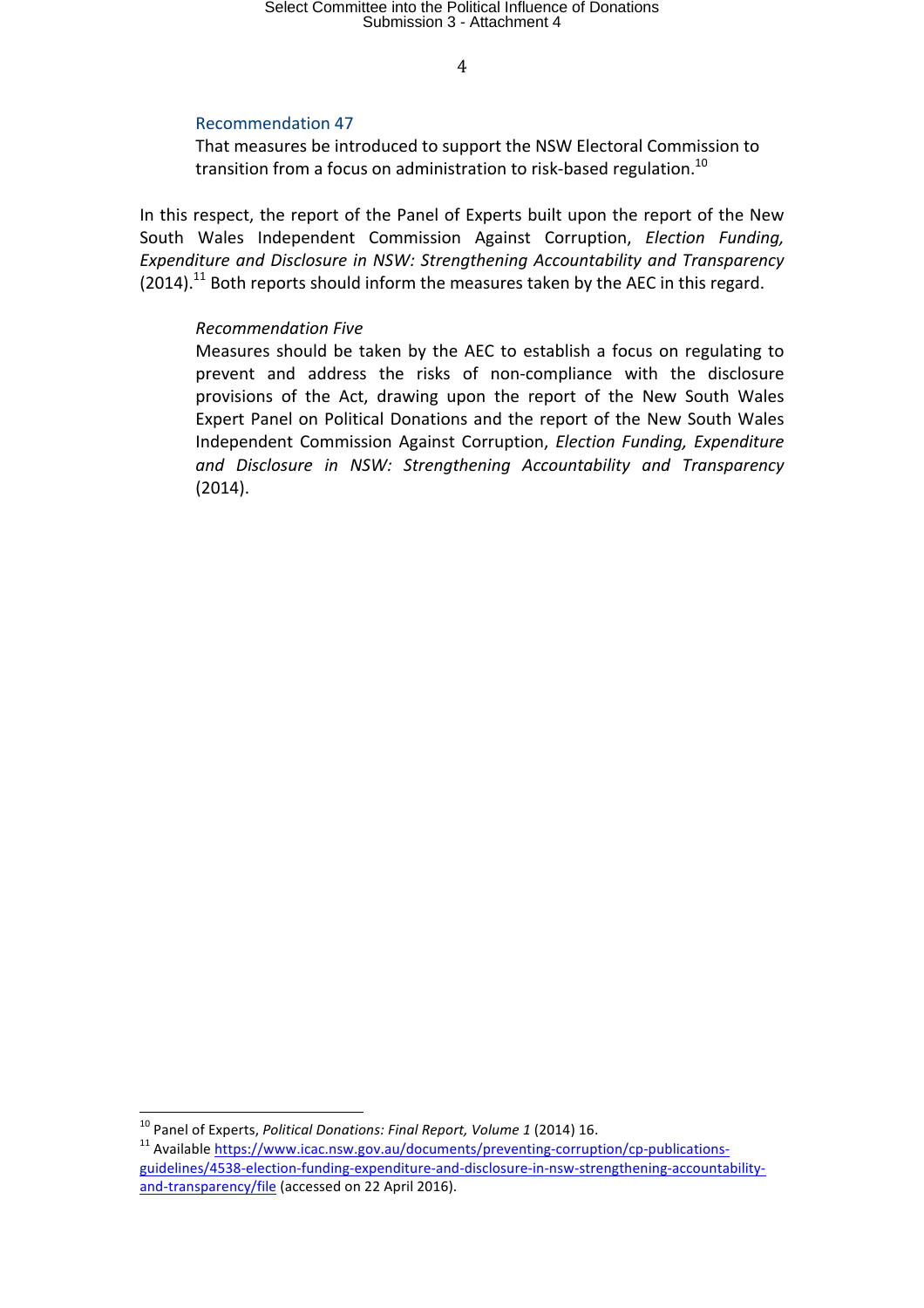Recommendation 47

That measures be introduced to support the NSW Electoral Commission to transition from a focus on administration to risk-based regulation.[10]

In this respect, the report of the Panel of Experts built upon the report of the New South Wales Independent Commission Against Corruption, *Election Funding, Expenditure and Disclosure in NSW: Strengthening Accountability and Transparency* (2014).[11] Both reports should inform the measures taken by the AEC in this regard.

*Recommendation Five*

Measures should be taken by the AEC to establish a focus on regulating to prevent and address the risks of non-compliance with the disclosure provisions of the Act, drawing upon the report of the New South Wales Expert Panel on Political Donations and the report of the New South Wales Independent Commission Against Corruption, *Election Funding, Expenditure and Disclosure in NSW: Strengthening Accountability and Transparency* (2014).

---

[10] Panel of Experts, *Political Donations: Final Report, Volume 1* (2014) 16.

[11] Available https://www.icac.nsw.gov.au/documents/preventing-corruption/cp-publications-guidelines/4538-election-funding-expenditure-and-disclosure-in-nsw-strengthening-accountability-and-transparency/file (accessed on 22 April 2016).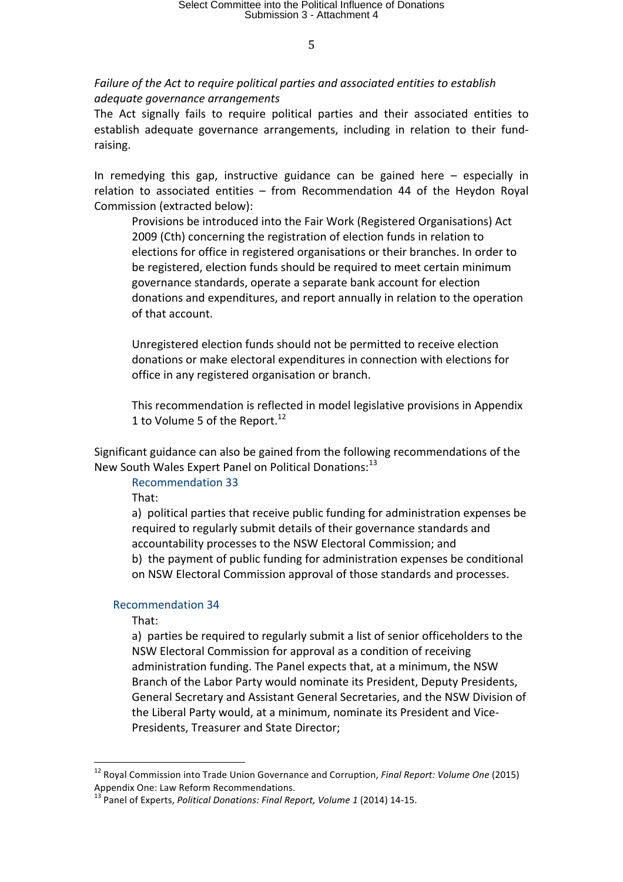*Failure of the Act to require political parties and associated entities to establish adequate governance arrangements*

The Act signally fails to require political parties and their associated entities to establish adequate governance arrangements, including in relation to their fund-raising.

In remedying this gap, instructive guidance can be gained here – especially in relation to associated entities – from Recommendation 44 of the Heydon Royal Commission (extracted below):

> Provisions be introduced into the Fair Work (Registered Organisations) Act 2009 (Cth) concerning the registration of election funds in relation to elections for office in registered organisations or their branches. In order to be registered, election funds should be required to meet certain minimum governance standards, operate a separate bank account for election donations and expenditures, and report annually in relation to the operation of that account.
>
> Unregistered election funds should not be permitted to receive election donations or make electoral expenditures in connection with elections for office in any registered organisation or branch.
>
> This recommendation is reflected in model legislative provisions in Appendix 1 to Volume 5 of the Report.[12]

Significant guidance can also be gained from the following recommendations of the New South Wales Expert Panel on Political Donations:[13]

> Recommendation 33
>
> That:
>
> a) political parties that receive public funding for administration expenses be required to regularly submit details of their governance standards and accountability processes to the NSW Electoral Commission; and
>
> b) the payment of public funding for administration expenses be conditional on NSW Electoral Commission approval of those standards and processes.
>
> Recommendation 34
>
> That:
>
> a) parties be required to regularly submit a list of senior officeholders to the NSW Electoral Commission for approval as a condition of receiving administration funding. The Panel expects that, at a minimum, the NSW Branch of the Labor Party would nominate its President, Deputy Presidents, General Secretary and Assistant General Secretaries, and the NSW Division of the Liberal Party would, at a minimum, nominate its President and Vice-Presidents, Treasurer and State Director;

---

[12] Royal Commission into Trade Union Governance and Corruption, *Final Report: Volume One* (2015) Appendix One: Law Reform Recommendations.

[13] Panel of Experts, *Political Donations: Final Report, Volume 1* (2014) 14-15.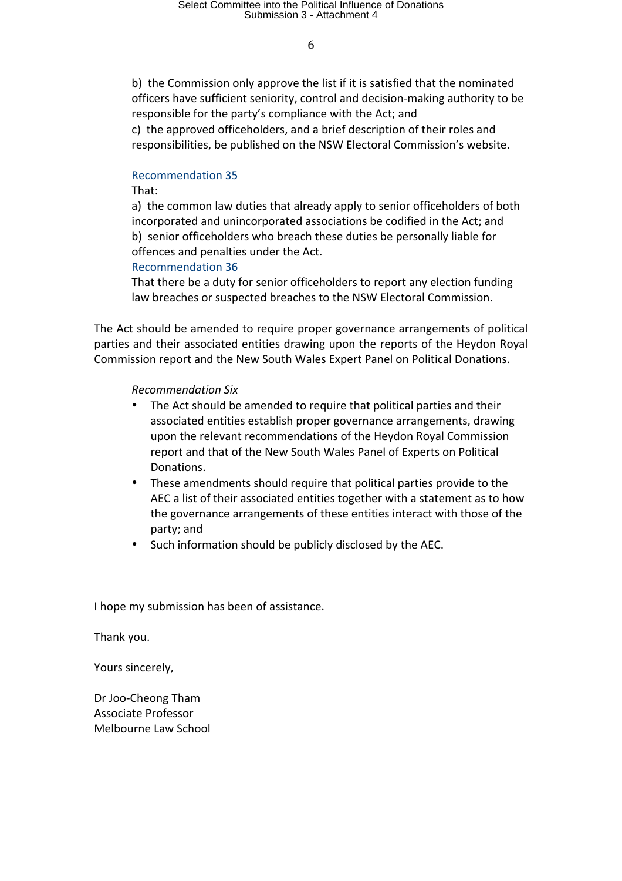b) the Commission only approve the list if it is satisfied that the nominated officers have sufficient seniority, control and decision-making authority to be responsible for the party's compliance with the Act; and
c) the approved officeholders, and a brief description of their roles and responsibilities, be published on the NSW Electoral Commission's website.

Recommendation 35

That:
a) the common law duties that already apply to senior officeholders of both incorporated and unincorporated associations be codified in the Act; and
b) senior officeholders who breach these duties be personally liable for offences and penalties under the Act.

Recommendation 36

That there be a duty for senior officeholders to report any election funding law breaches or suspected breaches to the NSW Electoral Commission.

The Act should be amended to require proper governance arrangements of political parties and their associated entities drawing upon the reports of the Heydon Royal Commission report and the New South Wales Expert Panel on Political Donations.

*Recommendation Six*

- The Act should be amended to require that political parties and their associated entities establish proper governance arrangements, drawing upon the relevant recommendations of the Heydon Royal Commission report and that of the New South Wales Panel of Experts on Political Donations.
- These amendments should require that political parties provide to the AEC a list of their associated entities together with a statement as to how the governance arrangements of these entities interact with those of the party; and
- Such information should be publicly disclosed by the AEC.

I hope my submission has been of assistance.

Thank you.

Yours sincerely,

Dr Joo-Cheong Tham
Associate Professor
Melbourne Law School